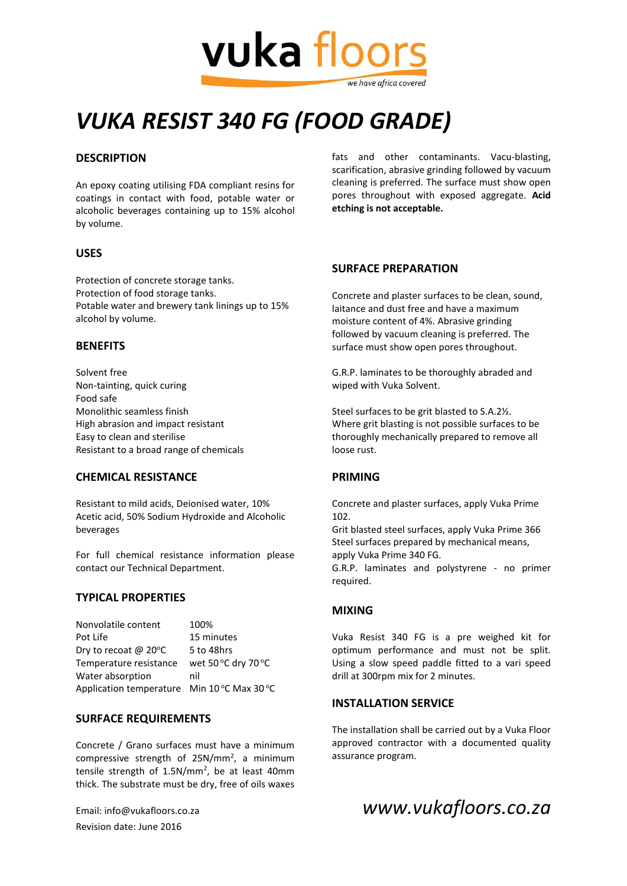vuka floors

*we have africa covered*

# *VUKA RESIST 340 FG (FOOD GRADE)*

## DESCRIPTION

An epoxy coating utilising FDA compliant resins for coatings in contact with food, potable water or alcoholic beverages containing up to 15% alcohol by volume.

## USES

Protection of concrete storage tanks.
Protection of food storage tanks.
Potable water and brewery tank linings up to 15% alcohol by volume.

## BENEFITS

Solvent free
Non-tainting, quick curing
Food safe
Monolithic seamless finish
High abrasion and impact resistant
Easy to clean and sterilise
Resistant to a broad range of chemicals

## CHEMICAL RESISTANCE

Resistant to mild acids, Deionised water, 10% Acetic acid, 50% Sodium Hydroxide and Alcoholic beverages

For full chemical resistance information please contact our Technical Department.

## TYPICAL PROPERTIES

| | |
|---|---|
| Nonvolatile content | 100% |
| Pot Life | 15 minutes |
| Dry to recoat @ 20°C | 5 to 48hrs |
| Temperature resistance | wet 50 °C dry 70 °C |
| Water absorption | nil |
| Application temperature | Min 10 °C Max 30 °C |

## SURFACE REQUIREMENTS

Concrete / Grano surfaces must have a minimum compressive strength of 25N/mm², a minimum tensile strength of 1.5N/mm², be at least 40mm thick. The substrate must be dry, free of oils waxes fats and other contaminants. Vacu-blasting, scarification, abrasive grinding followed by vacuum cleaning is preferred. The surface must show open pores throughout with exposed aggregate. **Acid etching is not acceptable.**

## SURFACE PREPARATION

Concrete and plaster surfaces to be clean, sound, laitance and dust free and have a maximum moisture content of 4%. Abrasive grinding followed by vacuum cleaning is preferred. The surface must show open pores throughout.

G.R.P. laminates to be thoroughly abraded and wiped with Vuka Solvent.

Steel surfaces to be grit blasted to S.A.2½. Where grit blasting is not possible surfaces to be thoroughly mechanically prepared to remove all loose rust.

## PRIMING

Concrete and plaster surfaces, apply Vuka Prime 102.
Grit blasted steel surfaces, apply Vuka Prime 366
Steel surfaces prepared by mechanical means, apply Vuka Prime 340 FG.
G.R.P. laminates and polystyrene - no primer required.

## MIXING

Vuka Resist 340 FG is a pre weighed kit for optimum performance and must not be split. Using a slow speed paddle fitted to a vari speed drill at 300rpm mix for 2 minutes.

## INSTALLATION SERVICE

The installation shall be carried out by a Vuka Floor approved contractor with a documented quality assurance program.

Email: info@vukafloors.co.za
Revision date: June 2016

*www.vukafloors.co.za*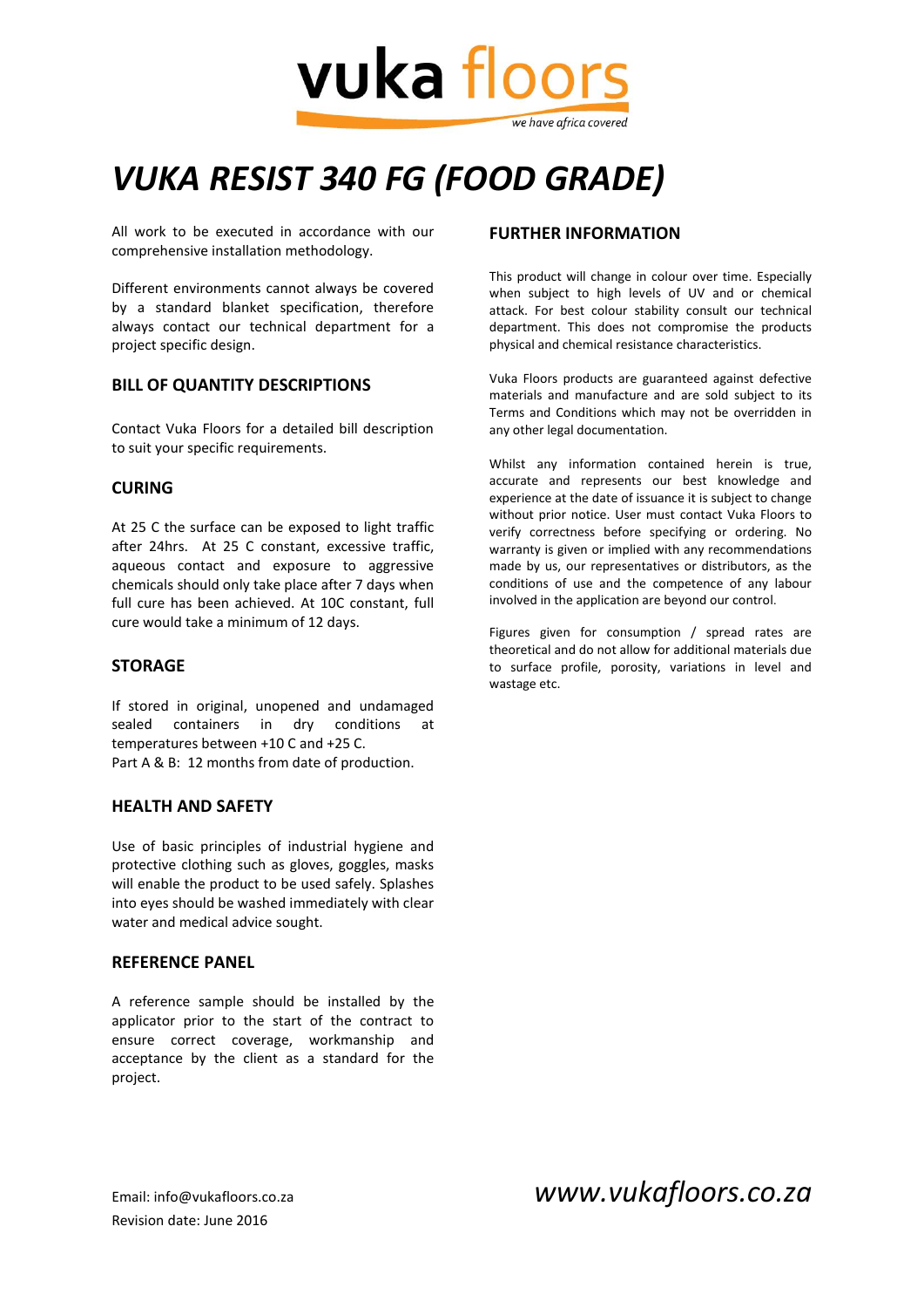# VUKA RESIST 340 FG (FOOD GRADE)

All work to be executed in accordance with our comprehensive installation methodology.

Different environments cannot always be covered by a standard blanket specification, therefore always contact our technical department for a project specific design.

## BILL OF QUANTITY DESCRIPTIONS

Contact Vuka Floors for a detailed bill description to suit your specific requirements.

## CURING

At 25 C the surface can be exposed to light traffic after 24hrs. At 25 C constant, excessive traffic, aqueous contact and exposure to aggressive chemicals should only take place after 7 days when full cure has been achieved. At 10C constant, full cure would take a minimum of 12 days.

## STORAGE

If stored in original, unopened and undamaged sealed containers in dry conditions at temperatures between +10 C and +25 C.
Part A & B: 12 months from date of production.

## HEALTH AND SAFETY

Use of basic principles of industrial hygiene and protective clothing such as gloves, goggles, masks will enable the product to be used safely. Splashes into eyes should be washed immediately with clear water and medical advice sought.

## REFERENCE PANEL

A reference sample should be installed by the applicator prior to the start of the contract to ensure correct coverage, workmanship and acceptance by the client as a standard for the project.

## FURTHER INFORMATION

This product will change in colour over time. Especially when subject to high levels of UV and or chemical attack. For best colour stability consult our technical department. This does not compromise the products physical and chemical resistance characteristics.

Vuka Floors products are guaranteed against defective materials and manufacture and are sold subject to its Terms and Conditions which may not be overridden in any other legal documentation.

Whilst any information contained herein is true, accurate and represents our best knowledge and experience at the date of issuance it is subject to change without prior notice. User must contact Vuka Floors to verify correctness before specifying or ordering. No warranty is given or implied with any recommendations made by us, our representatives or distributors, as the conditions of use and the competence of any labour involved in the application are beyond our control.

Figures given for consumption / spread rates are theoretical and do not allow for additional materials due to surface profile, porosity, variations in level and wastage etc.

Email: info@vukafloors.co.za
Revision date: June 2016

*www.vukafloors.co.za*